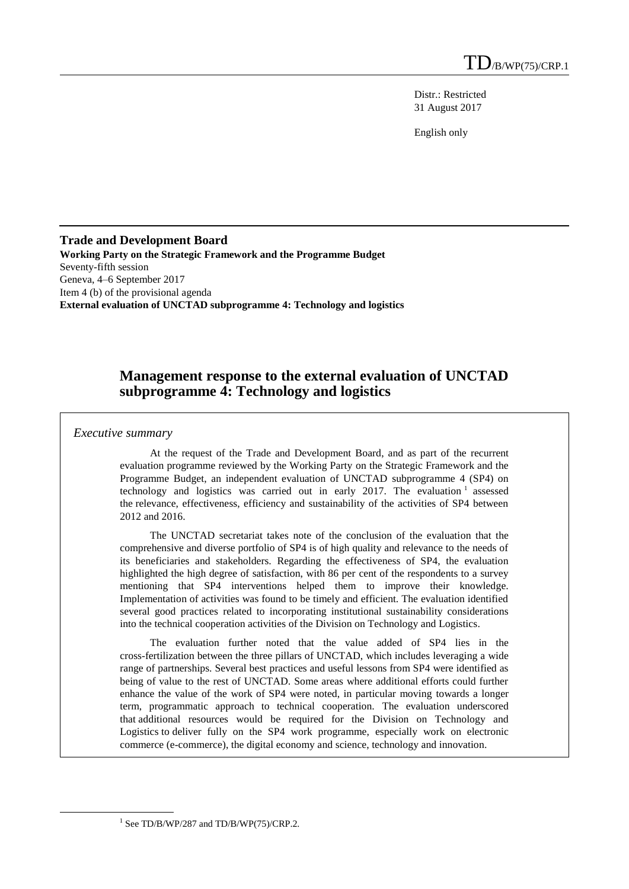TD/B/WP(75)/CRP.1

Distr.: Restricted
31 August 2017

English only

**Trade and Development Board**
**Working Party on the Strategic Framework and the Programme Budget**
Seventy-fifth session
Geneva, 4–6 September 2017
Item 4 (b) of the provisional agenda
**External evaluation of UNCTAD subprogramme 4: Technology and logistics**

# Management response to the external evaluation of UNCTAD subprogramme 4: Technology and logistics

*Executive summary*

At the request of the Trade and Development Board, and as part of the recurrent evaluation programme reviewed by the Working Party on the Strategic Framework and the Programme Budget, an independent evaluation of UNCTAD subprogramme 4 (SP4) on technology and logistics was carried out in early 2017. The evaluation[1] assessed the relevance, effectiveness, efficiency and sustainability of the activities of SP4 between 2012 and 2016.

The UNCTAD secretariat takes note of the conclusion of the evaluation that the comprehensive and diverse portfolio of SP4 is of high quality and relevance to the needs of its beneficiaries and stakeholders. Regarding the effectiveness of SP4, the evaluation highlighted the high degree of satisfaction, with 86 per cent of the respondents to a survey mentioning that SP4 interventions helped them to improve their knowledge. Implementation of activities was found to be timely and efficient. The evaluation identified several good practices related to incorporating institutional sustainability considerations into the technical cooperation activities of the Division on Technology and Logistics.

The evaluation further noted that the value added of SP4 lies in the cross-fertilization between the three pillars of UNCTAD, which includes leveraging a wide range of partnerships. Several best practices and useful lessons from SP4 were identified as being of value to the rest of UNCTAD. Some areas where additional efforts could further enhance the value of the work of SP4 were noted, in particular moving towards a longer term, programmatic approach to technical cooperation. The evaluation underscored that additional resources would be required for the Division on Technology and Logistics to deliver fully on the SP4 work programme, especially work on electronic commerce (e-commerce), the digital economy and science, technology and innovation.

[1] See TD/B/WP/287 and TD/B/WP(75)/CRP.2.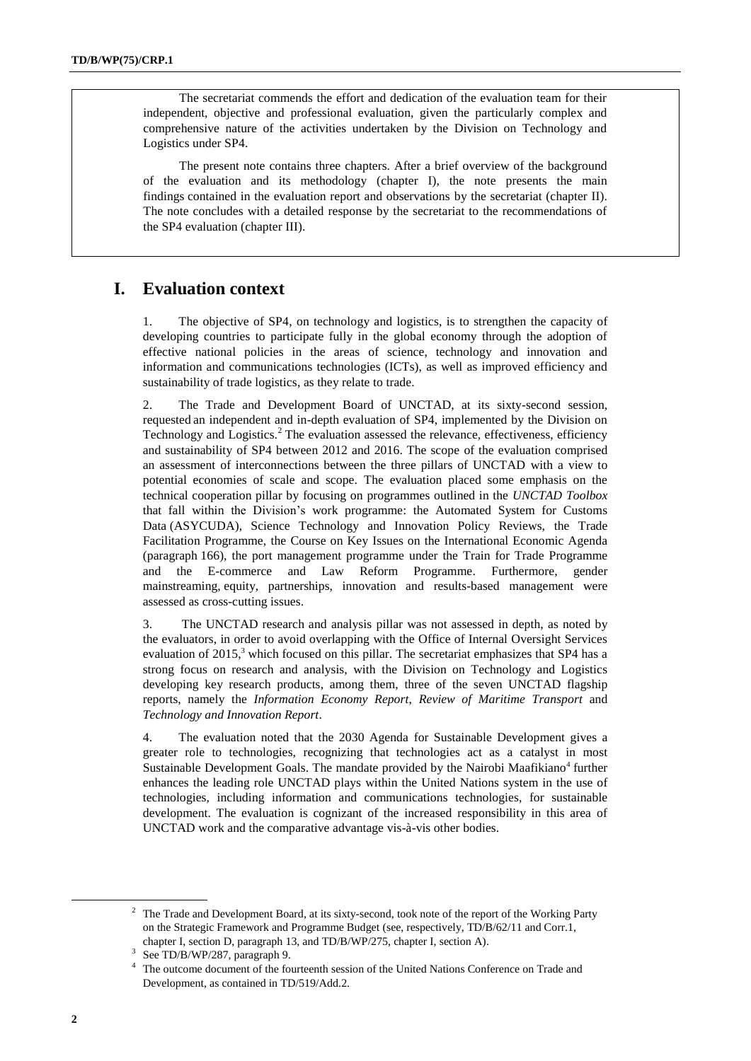The secretariat commends the effort and dedication of the evaluation team for their independent, objective and professional evaluation, given the particularly complex and comprehensive nature of the activities undertaken by the Division on Technology and Logistics under SP4.

The present note contains three chapters. After a brief overview of the background of the evaluation and its methodology (chapter I), the note presents the main findings contained in the evaluation report and observations by the secretariat (chapter II). The note concludes with a detailed response by the secretariat to the recommendations of the SP4 evaluation (chapter III).

# I. Evaluation context

1. The objective of SP4, on technology and logistics, is to strengthen the capacity of developing countries to participate fully in the global economy through the adoption of effective national policies in the areas of science, technology and innovation and information and communications technologies (ICTs), as well as improved efficiency and sustainability of trade logistics, as they relate to trade.

2. The Trade and Development Board of UNCTAD, at its sixty-second session, requested an independent and in-depth evaluation of SP4, implemented by the Division on Technology and Logistics.[2] The evaluation assessed the relevance, effectiveness, efficiency and sustainability of SP4 between 2012 and 2016. The scope of the evaluation comprised an assessment of interconnections between the three pillars of UNCTAD with a view to potential economies of scale and scope. The evaluation placed some emphasis on the technical cooperation pillar by focusing on programmes outlined in the *UNCTAD Toolbox* that fall within the Division's work programme: the Automated System for Customs Data (ASYCUDA), Science Technology and Innovation Policy Reviews, the Trade Facilitation Programme, the Course on Key Issues on the International Economic Agenda (paragraph 166), the port management programme under the Train for Trade Programme and the E-commerce and Law Reform Programme. Furthermore, gender mainstreaming, equity, partnerships, innovation and results-based management were assessed as cross-cutting issues.

3. The UNCTAD research and analysis pillar was not assessed in depth, as noted by the evaluators, in order to avoid overlapping with the Office of Internal Oversight Services evaluation of 2015,[3] which focused on this pillar. The secretariat emphasizes that SP4 has a strong focus on research and analysis, with the Division on Technology and Logistics developing key research products, among them, three of the seven UNCTAD flagship reports, namely the *Information Economy Report*, *Review of Maritime Transport* and *Technology and Innovation Report*.

4. The evaluation noted that the 2030 Agenda for Sustainable Development gives a greater role to technologies, recognizing that technologies act as a catalyst in most Sustainable Development Goals. The mandate provided by the Nairobi Maafikiano[4] further enhances the leading role UNCTAD plays within the United Nations system in the use of technologies, including information and communications technologies, for sustainable development. The evaluation is cognizant of the increased responsibility in this area of UNCTAD work and the comparative advantage vis-à-vis other bodies.

---

[2] The Trade and Development Board, at its sixty-second, took note of the report of the Working Party on the Strategic Framework and Programme Budget (see, respectively, TD/B/62/11 and Corr.1, chapter I, section D, paragraph 13, and TD/B/WP/275, chapter I, section A).

[3] See TD/B/WP/287, paragraph 9.

[4] The outcome document of the fourteenth session of the United Nations Conference on Trade and Development, as contained in TD/519/Add.2.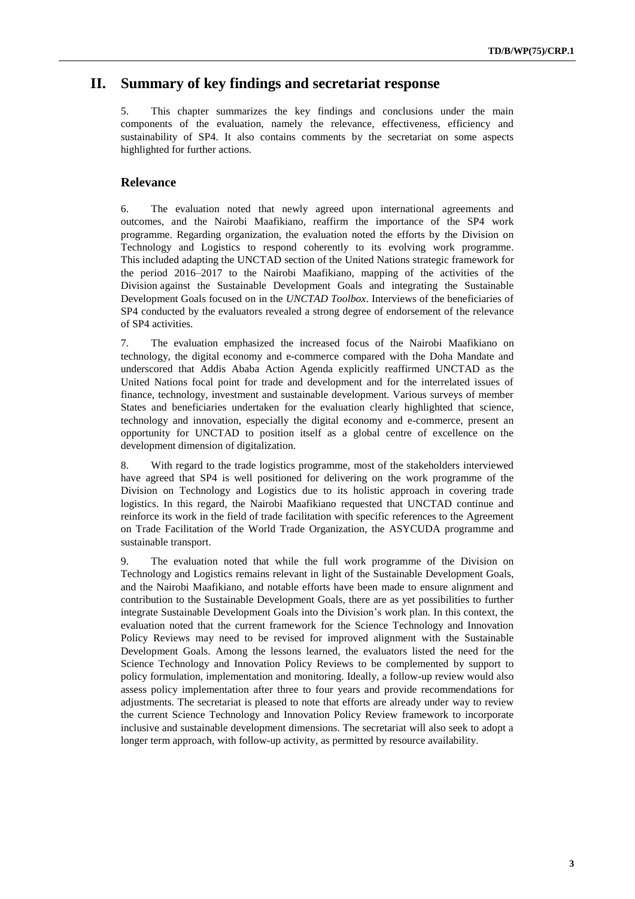## II. Summary of key findings and secretariat response

5. This chapter summarizes the key findings and conclusions under the main components of the evaluation, namely the relevance, effectiveness, efficiency and sustainability of SP4. It also contains comments by the secretariat on some aspects highlighted for further actions.

### Relevance

6. The evaluation noted that newly agreed upon international agreements and outcomes, and the Nairobi Maafikiano, reaffirm the importance of the SP4 work programme. Regarding organization, the evaluation noted the efforts by the Division on Technology and Logistics to respond coherently to its evolving work programme. This included adapting the UNCTAD section of the United Nations strategic framework for the period 2016–2017 to the Nairobi Maafikiano, mapping of the activities of the Division against the Sustainable Development Goals and integrating the Sustainable Development Goals focused on in the *UNCTAD Toolbox*. Interviews of the beneficiaries of SP4 conducted by the evaluators revealed a strong degree of endorsement of the relevance of SP4 activities.

7. The evaluation emphasized the increased focus of the Nairobi Maafikiano on technology, the digital economy and e-commerce compared with the Doha Mandate and underscored that Addis Ababa Action Agenda explicitly reaffirmed UNCTAD as the United Nations focal point for trade and development and for the interrelated issues of finance, technology, investment and sustainable development. Various surveys of member States and beneficiaries undertaken for the evaluation clearly highlighted that science, technology and innovation, especially the digital economy and e-commerce, present an opportunity for UNCTAD to position itself as a global centre of excellence on the development dimension of digitalization.

8. With regard to the trade logistics programme, most of the stakeholders interviewed have agreed that SP4 is well positioned for delivering on the work programme of the Division on Technology and Logistics due to its holistic approach in covering trade logistics. In this regard, the Nairobi Maafikiano requested that UNCTAD continue and reinforce its work in the field of trade facilitation with specific references to the Agreement on Trade Facilitation of the World Trade Organization, the ASYCUDA programme and sustainable transport.

9. The evaluation noted that while the full work programme of the Division on Technology and Logistics remains relevant in light of the Sustainable Development Goals, and the Nairobi Maafikiano, and notable efforts have been made to ensure alignment and contribution to the Sustainable Development Goals, there are as yet possibilities to further integrate Sustainable Development Goals into the Division's work plan. In this context, the evaluation noted that the current framework for the Science Technology and Innovation Policy Reviews may need to be revised for improved alignment with the Sustainable Development Goals. Among the lessons learned, the evaluators listed the need for the Science Technology and Innovation Policy Reviews to be complemented by support to policy formulation, implementation and monitoring. Ideally, a follow-up review would also assess policy implementation after three to four years and provide recommendations for adjustments. The secretariat is pleased to note that efforts are already under way to review the current Science Technology and Innovation Policy Review framework to incorporate inclusive and sustainable development dimensions. The secretariat will also seek to adopt a longer term approach, with follow-up activity, as permitted by resource availability.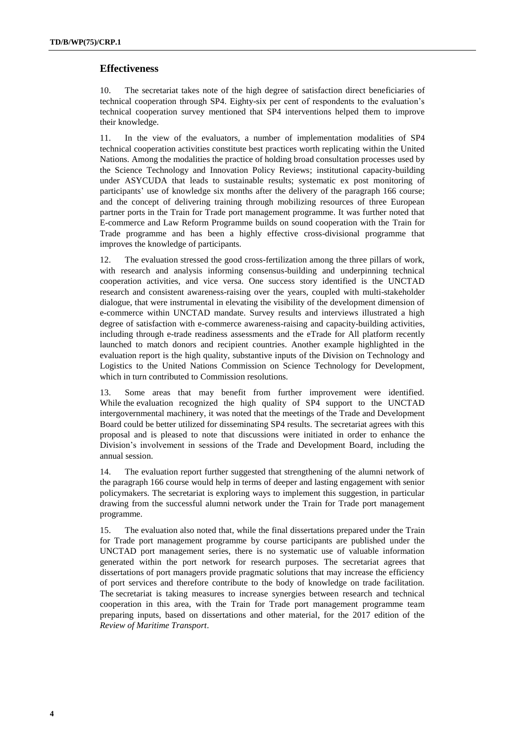## Effectiveness

10. The secretariat takes note of the high degree of satisfaction direct beneficiaries of technical cooperation through SP4. Eighty-six per cent of respondents to the evaluation's technical cooperation survey mentioned that SP4 interventions helped them to improve their knowledge.

11. In the view of the evaluators, a number of implementation modalities of SP4 technical cooperation activities constitute best practices worth replicating within the United Nations. Among the modalities the practice of holding broad consultation processes used by the Science Technology and Innovation Policy Reviews; institutional capacity-building under ASYCUDA that leads to sustainable results; systematic ex post monitoring of participants' use of knowledge six months after the delivery of the paragraph 166 course; and the concept of delivering training through mobilizing resources of three European partner ports in the Train for Trade port management programme. It was further noted that E-commerce and Law Reform Programme builds on sound cooperation with the Train for Trade programme and has been a highly effective cross-divisional programme that improves the knowledge of participants.

12. The evaluation stressed the good cross-fertilization among the three pillars of work, with research and analysis informing consensus-building and underpinning technical cooperation activities, and vice versa. One success story identified is the UNCTAD research and consistent awareness-raising over the years, coupled with multi-stakeholder dialogue, that were instrumental in elevating the visibility of the development dimension of e-commerce within UNCTAD mandate. Survey results and interviews illustrated a high degree of satisfaction with e-commerce awareness-raising and capacity-building activities, including through e-trade readiness assessments and the eTrade for All platform recently launched to match donors and recipient countries. Another example highlighted in the evaluation report is the high quality, substantive inputs of the Division on Technology and Logistics to the United Nations Commission on Science Technology for Development, which in turn contributed to Commission resolutions.

13. Some areas that may benefit from further improvement were identified. While the evaluation recognized the high quality of SP4 support to the UNCTAD intergovernmental machinery, it was noted that the meetings of the Trade and Development Board could be better utilized for disseminating SP4 results. The secretariat agrees with this proposal and is pleased to note that discussions were initiated in order to enhance the Division's involvement in sessions of the Trade and Development Board, including the annual session.

14. The evaluation report further suggested that strengthening of the alumni network of the paragraph 166 course would help in terms of deeper and lasting engagement with senior policymakers. The secretariat is exploring ways to implement this suggestion, in particular drawing from the successful alumni network under the Train for Trade port management programme.

15. The evaluation also noted that, while the final dissertations prepared under the Train for Trade port management programme by course participants are published under the UNCTAD port management series, there is no systematic use of valuable information generated within the port network for research purposes. The secretariat agrees that dissertations of port managers provide pragmatic solutions that may increase the efficiency of port services and therefore contribute to the body of knowledge on trade facilitation. The secretariat is taking measures to increase synergies between research and technical cooperation in this area, with the Train for Trade port management programme team preparing inputs, based on dissertations and other material, for the 2017 edition of the *Review of Maritime Transport*.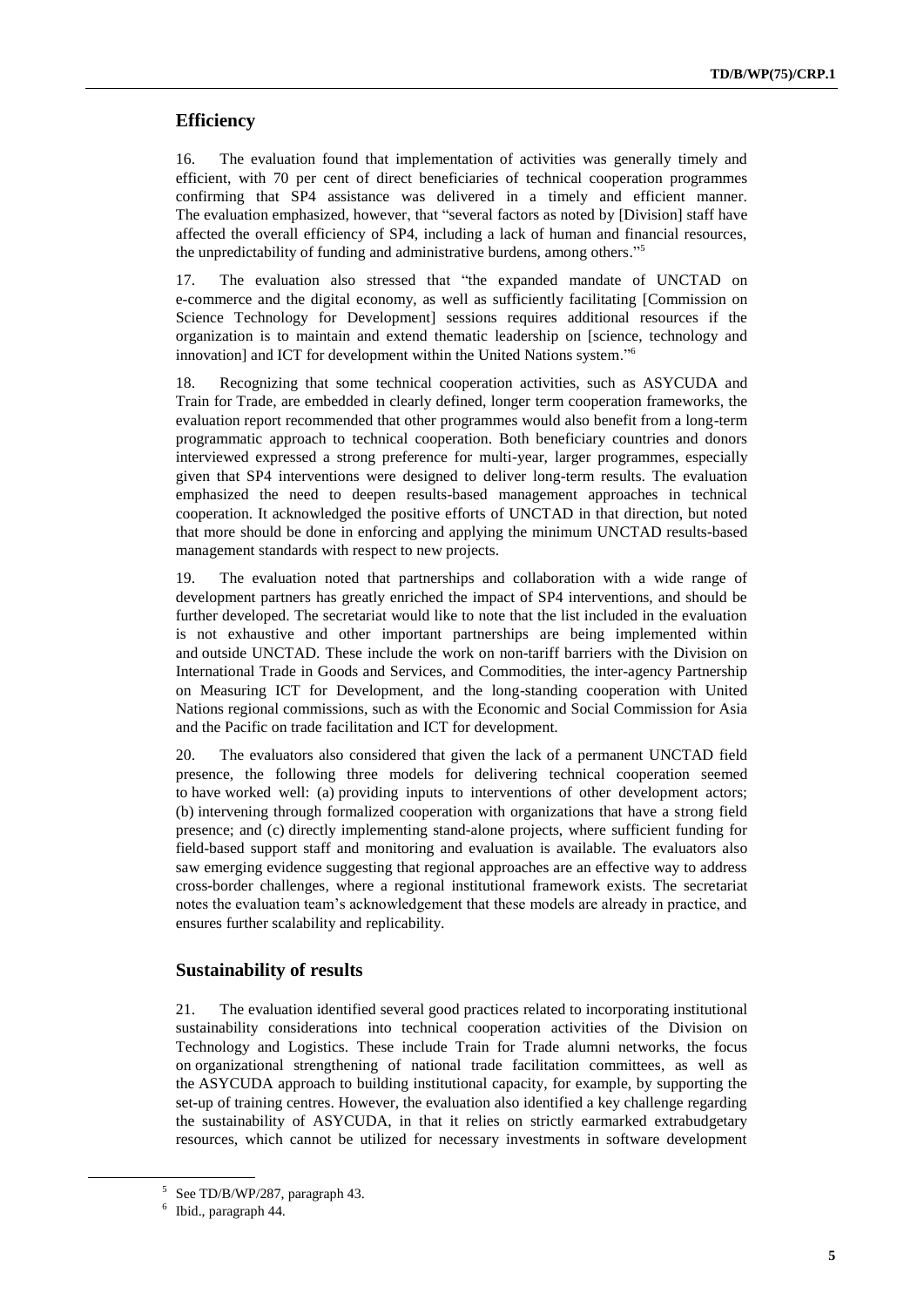## Efficiency

16. The evaluation found that implementation of activities was generally timely and efficient, with 70 per cent of direct beneficiaries of technical cooperation programmes confirming that SP4 assistance was delivered in a timely and efficient manner. The evaluation emphasized, however, that "several factors as noted by [Division] staff have affected the overall efficiency of SP4, including a lack of human and financial resources, the unpredictability of funding and administrative burdens, among others."[5]

17. The evaluation also stressed that "the expanded mandate of UNCTAD on e-commerce and the digital economy, as well as sufficiently facilitating [Commission on Science Technology for Development] sessions requires additional resources if the organization is to maintain and extend thematic leadership on [science, technology and innovation] and ICT for development within the United Nations system."[6]

18. Recognizing that some technical cooperation activities, such as ASYCUDA and Train for Trade, are embedded in clearly defined, longer term cooperation frameworks, the evaluation report recommended that other programmes would also benefit from a long-term programmatic approach to technical cooperation. Both beneficiary countries and donors interviewed expressed a strong preference for multi-year, larger programmes, especially given that SP4 interventions were designed to deliver long-term results. The evaluation emphasized the need to deepen results-based management approaches in technical cooperation. It acknowledged the positive efforts of UNCTAD in that direction, but noted that more should be done in enforcing and applying the minimum UNCTAD results-based management standards with respect to new projects.

19. The evaluation noted that partnerships and collaboration with a wide range of development partners has greatly enriched the impact of SP4 interventions, and should be further developed. The secretariat would like to note that the list included in the evaluation is not exhaustive and other important partnerships are being implemented within and outside UNCTAD. These include the work on non-tariff barriers with the Division on International Trade in Goods and Services, and Commodities, the inter-agency Partnership on Measuring ICT for Development, and the long-standing cooperation with United Nations regional commissions, such as with the Economic and Social Commission for Asia and the Pacific on trade facilitation and ICT for development.

20. The evaluators also considered that given the lack of a permanent UNCTAD field presence, the following three models for delivering technical cooperation seemed to have worked well: (a) providing inputs to interventions of other development actors; (b) intervening through formalized cooperation with organizations that have a strong field presence; and (c) directly implementing stand-alone projects, where sufficient funding for field-based support staff and monitoring and evaluation is available. The evaluators also saw emerging evidence suggesting that regional approaches are an effective way to address cross-border challenges, where a regional institutional framework exists. The secretariat notes the evaluation team's acknowledgement that these models are already in practice, and ensures further scalability and replicability.

## Sustainability of results

21. The evaluation identified several good practices related to incorporating institutional sustainability considerations into technical cooperation activities of the Division on Technology and Logistics. These include Train for Trade alumni networks, the focus on organizational strengthening of national trade facilitation committees, as well as the ASYCUDA approach to building institutional capacity, for example, by supporting the set-up of training centres. However, the evaluation also identified a key challenge regarding the sustainability of ASYCUDA, in that it relies on strictly earmarked extrabudgetary resources, which cannot be utilized for necessary investments in software development

---

[5] See TD/B/WP/287, paragraph 43.

[6] Ibid., paragraph 44.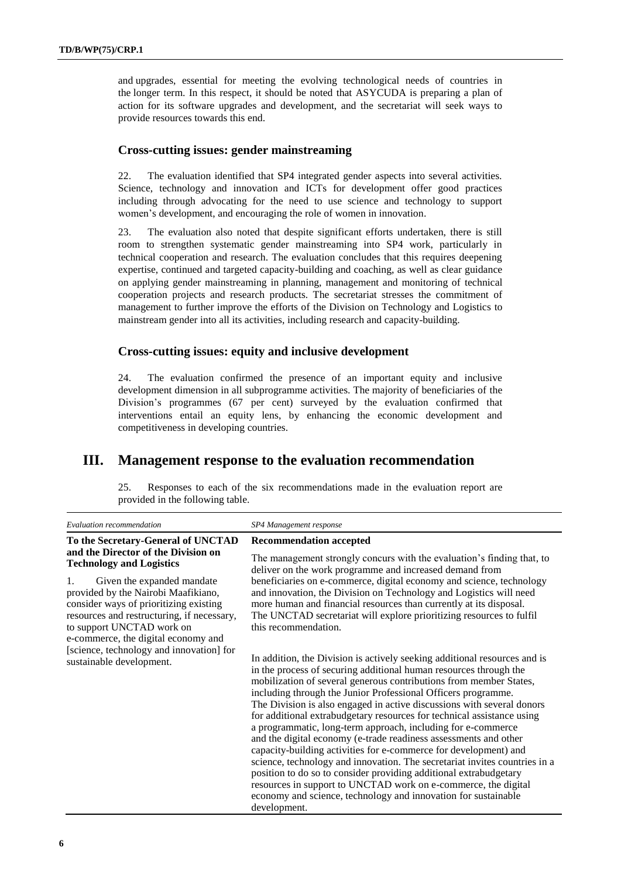and upgrades, essential for meeting the evolving technological needs of countries in the longer term. In this respect, it should be noted that ASYCUDA is preparing a plan of action for its software upgrades and development, and the secretariat will seek ways to provide resources towards this end.

### Cross-cutting issues: gender mainstreaming

22. The evaluation identified that SP4 integrated gender aspects into several activities. Science, technology and innovation and ICTs for development offer good practices including through advocating for the need to use science and technology to support women's development, and encouraging the role of women in innovation.

23. The evaluation also noted that despite significant efforts undertaken, there is still room to strengthen systematic gender mainstreaming into SP4 work, particularly in technical cooperation and research. The evaluation concludes that this requires deepening expertise, continued and targeted capacity-building and coaching, as well as clear guidance on applying gender mainstreaming in planning, management and monitoring of technical cooperation projects and research products. The secretariat stresses the commitment of management to further improve the efforts of the Division on Technology and Logistics to mainstream gender into all its activities, including research and capacity-building.

### Cross-cutting issues: equity and inclusive development

24. The evaluation confirmed the presence of an important equity and inclusive development dimension in all subprogramme activities. The majority of beneficiaries of the Division's programmes (67 per cent) surveyed by the evaluation confirmed that interventions entail an equity lens, by enhancing the economic development and competitiveness in developing countries.

## III. Management response to the evaluation recommendation

25. Responses to each of the six recommendations made in the evaluation report are provided in the following table.

| *Evaluation recommendation* | *SP4 Management response* |
|---|---|
| **To the Secretary-General of UNCTAD and the Director of the Division on Technology and Logistics**<br><br>1. Given the expanded mandate provided by the Nairobi Maafikiano, consider ways of prioritizing existing resources and restructuring, if necessary, to support UNCTAD work on e-commerce, the digital economy and [science, technology and innovation] for sustainable development. | **Recommendation accepted**<br><br>The management strongly concurs with the evaluation's finding that, to deliver on the work programme and increased demand from beneficiaries on e-commerce, digital economy and science, technology and innovation, the Division on Technology and Logistics will need more human and financial resources than currently at its disposal. The UNCTAD secretariat will explore prioritizing resources to fulfil this recommendation.<br><br>In addition, the Division is actively seeking additional resources and is in the process of securing additional human resources through the mobilization of several generous contributions from member States, including through the Junior Professional Officers programme. The Division is also engaged in active discussions with several donors for additional extrabudgetary resources for technical assistance using a programmatic, long-term approach, including for e-commerce and the digital economy (e-trade readiness assessments and other capacity-building activities for e-commerce for development) and science, technology and innovation. The secretariat invites countries in a position to do so to consider providing additional extrabudgetary resources in support to UNCTAD work on e-commerce, the digital economy and science, technology and innovation for sustainable development. |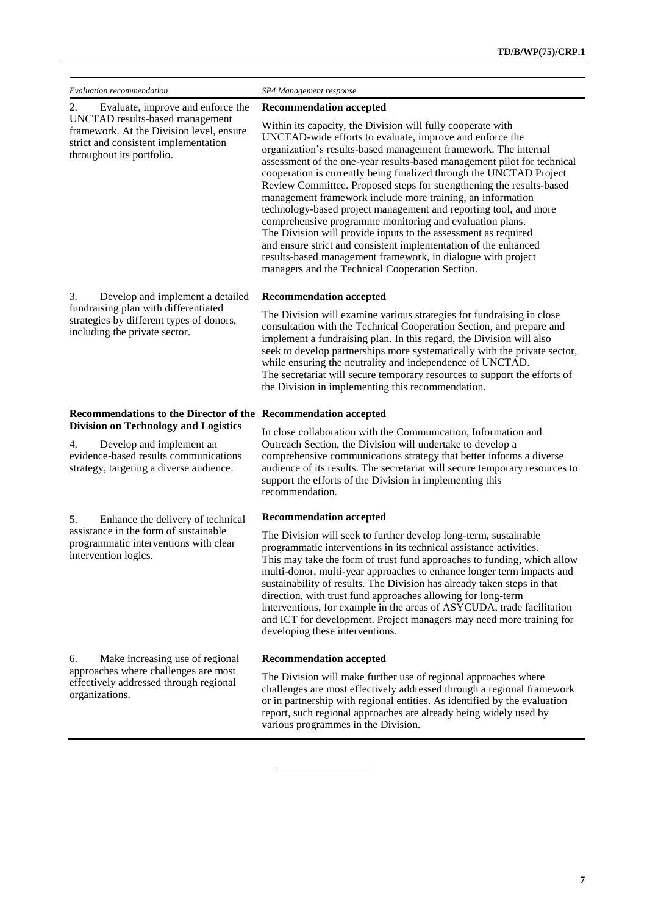| *Evaluation recommendation* | *SP4 Management response* |
|---|---|
| 2. Evaluate, improve and enforce the UNCTAD results-based management framework. At the Division level, ensure strict and consistent implementation throughout its portfolio. | **Recommendation accepted**<br><br>Within its capacity, the Division will fully cooperate with UNCTAD-wide efforts to evaluate, improve and enforce the organization's results-based management framework. The internal assessment of the one-year results-based management pilot for technical cooperation is currently being finalized through the UNCTAD Project Review Committee. Proposed steps for strengthening the results-based management framework include more training, an information technology-based project management and reporting tool, and more comprehensive programme monitoring and evaluation plans. The Division will provide inputs to the assessment as required and ensure strict and consistent implementation of the enhanced results-based management framework, in dialogue with project managers and the Technical Cooperation Section. |
| 3. Develop and implement a detailed fundraising plan with differentiated strategies by different types of donors, including the private sector. | **Recommendation accepted**<br><br>The Division will examine various strategies for fundraising in close consultation with the Technical Cooperation Section, and prepare and implement a fundraising plan. In this regard, the Division will also seek to develop partnerships more systematically with the private sector, while ensuring the neutrality and independence of UNCTAD. The secretariat will secure temporary resources to support the efforts of the Division in implementing this recommendation. |
| **Recommendations to the Director of the Division on Technology and Logistics**<br><br>4. Develop and implement an evidence-based results communications strategy, targeting a diverse audience. | **Recommendation accepted**<br><br>In close collaboration with the Communication, Information and Outreach Section, the Division will undertake to develop a comprehensive communications strategy that better informs a diverse audience of its results. The secretariat will secure temporary resources to support the efforts of the Division in implementing this recommendation. |
| 5. Enhance the delivery of technical assistance in the form of sustainable programmatic interventions with clear intervention logics. | **Recommendation accepted**<br><br>The Division will seek to further develop long-term, sustainable programmatic interventions in its technical assistance activities. This may take the form of trust fund approaches to funding, which allow multi-donor, multi-year approaches to enhance longer term impacts and sustainability of results. The Division has already taken steps in that direction, with trust fund approaches allowing for long-term interventions, for example in the areas of ASYCUDA, trade facilitation and ICT for development. Project managers may need more training for developing these interventions. |
| 6. Make increasing use of regional approaches where challenges are most effectively addressed through regional organizations. | **Recommendation accepted**<br><br>The Division will make further use of regional approaches where challenges are most effectively addressed through a regional framework or in partnership with regional entities. As identified by the evaluation report, such regional approaches are already being widely used by various programmes in the Division. |